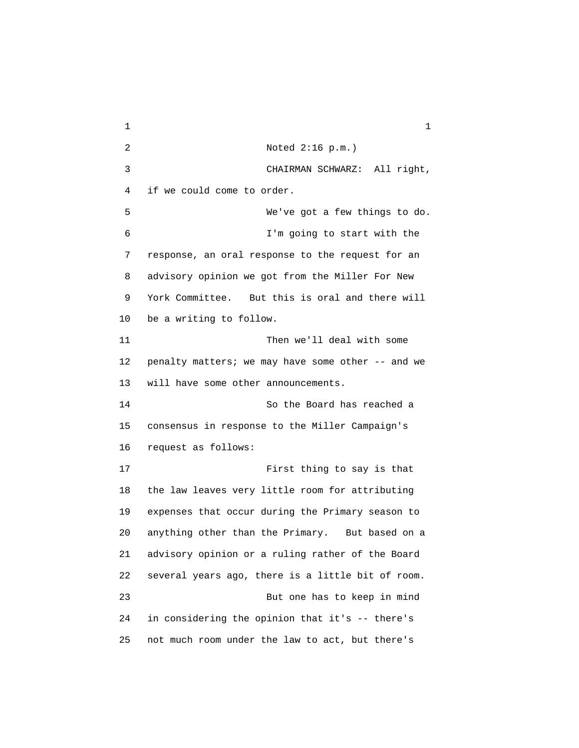Noted 2:16 p.m.)

CHAIRMAN SCHWARZ: All right, if we could come to order.

We've got a few things to do.

I'm going to start with the response, an oral response to the request for an advisory opinion we got from the Miller For New York Committee. But this is oral and there will be a writing to follow.

Then we'll deal with some penalty matters; we may have some other -- and we will have some other announcements.

So the Board has reached a consensus in response to the Miller Campaign's request as follows:

First thing to say is that the law leaves very little room for attributing expenses that occur during the Primary season to anything other than the Primary. But based on a advisory opinion or a ruling rather of the Board several years ago, there is a little bit of room.

But one has to keep in mind in considering the opinion that it's -- there's not much room under the law to act, but there's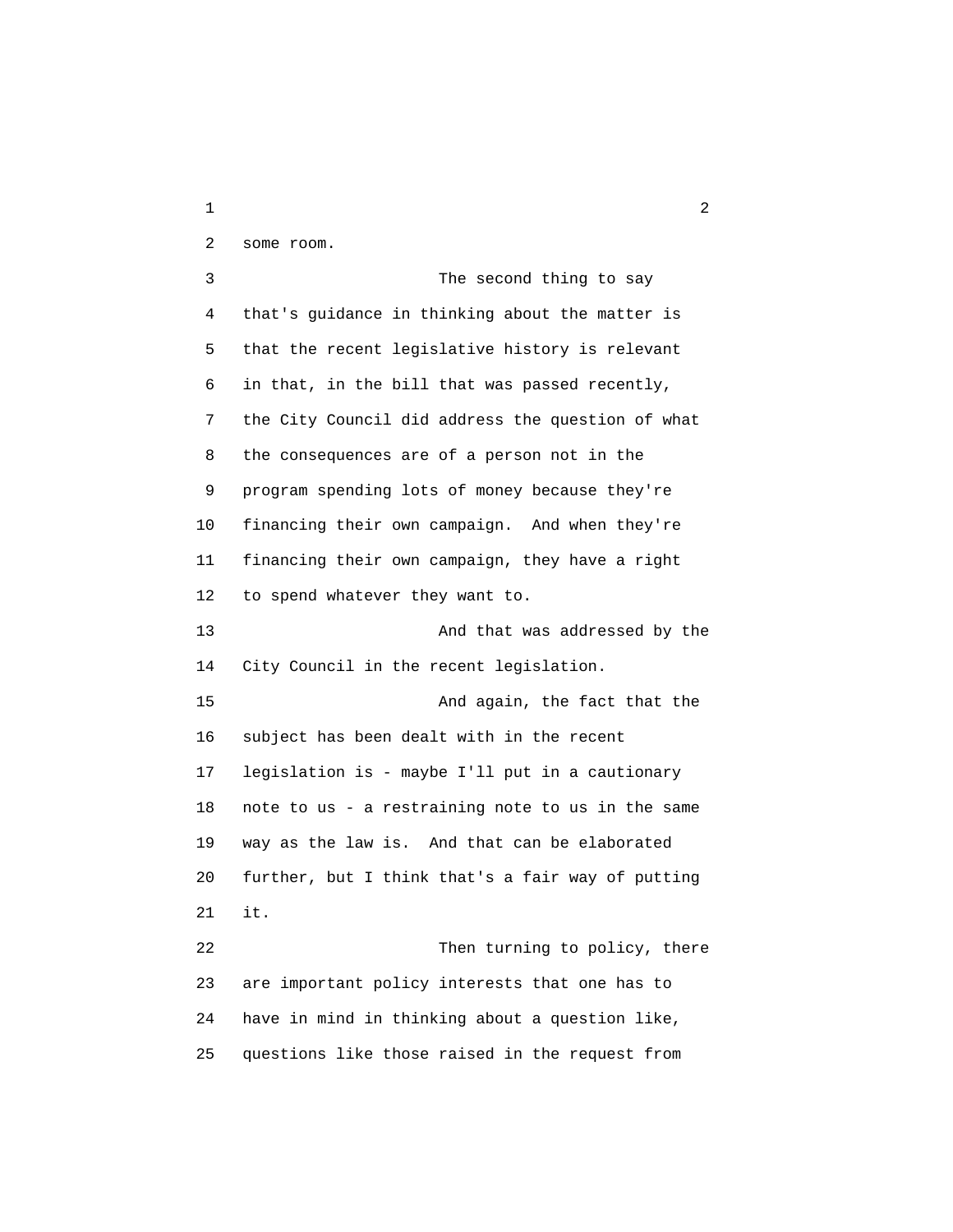some room.

The second thing to say that's guidance in thinking about the matter is that the recent legislative history is relevant in that, in the bill that was passed recently, the City Council did address the question of what the consequences are of a person not in the program spending lots of money because they're financing their own campaign. And when they're financing their own campaign, they have a right to spend whatever they want to.

And that was addressed by the City Council in the recent legislation.

And again, the fact that the subject has been dealt with in the recent legislation is - maybe I'll put in a cautionary note to us - a restraining note to us in the same way as the law is. And that can be elaborated further, but I think that's a fair way of putting it.

Then turning to policy, there are important policy interests that one has to have in mind in thinking about a question like, questions like those raised in the request from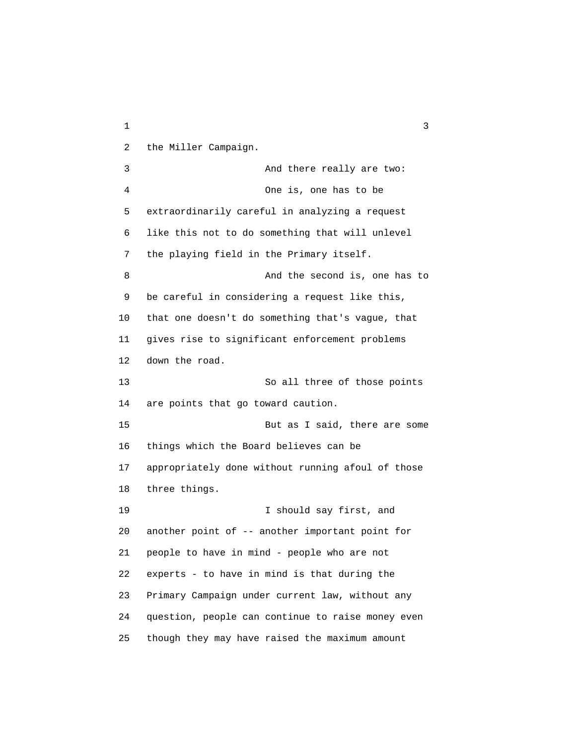the Miller Campaign.

And there really are two:

One is, one has to be extraordinarily careful in analyzing a request like this not to do something that will unlevel the playing field in the Primary itself.

And the second is, one has to be careful in considering a request like this, that one doesn't do something that's vague, that gives rise to significant enforcement problems down the road.

So all three of those points are points that go toward caution.

But as I said, there are some things which the Board believes can be appropriately done without running afoul of those three things.

I should say first, and another point of -- another important point for people to have in mind - people who are not experts - to have in mind is that during the Primary Campaign under current law, without any question, people can continue to raise money even though they may have raised the maximum amount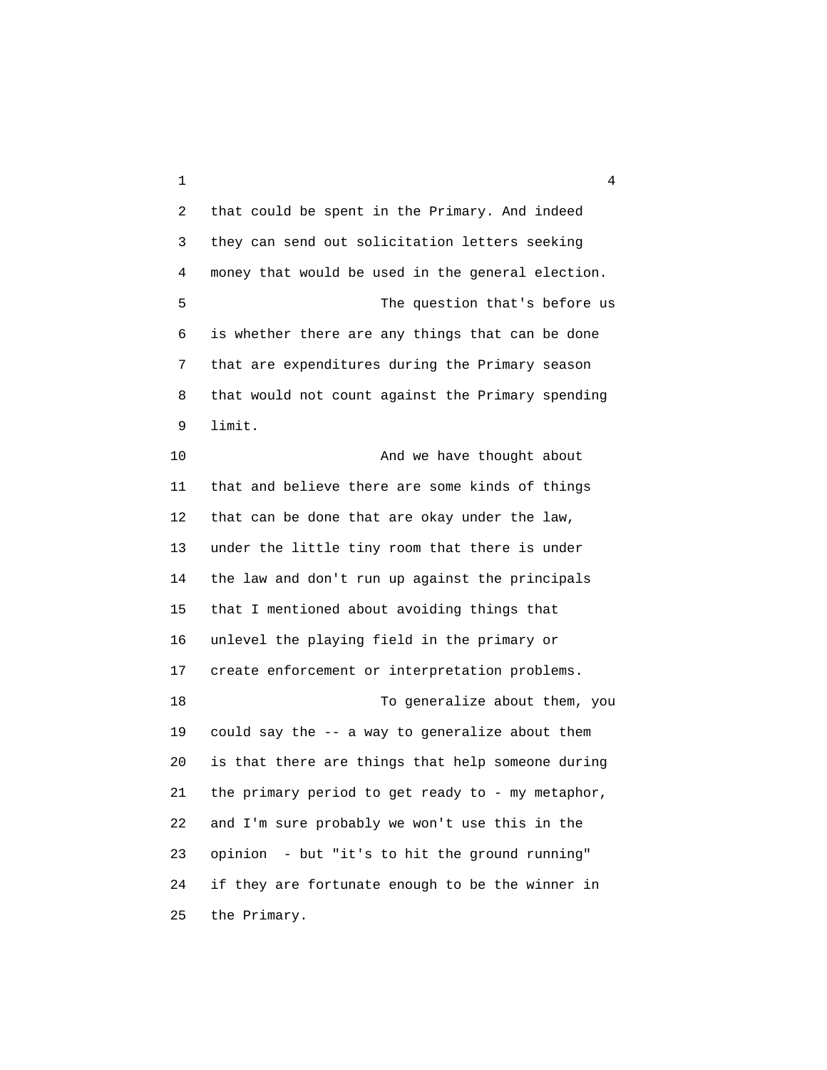that could be spent in the Primary. And indeed they can send out solicitation letters seeking money that would be used in the general election.

The question that's before us is whether there are any things that can be done that are expenditures during the Primary season that would not count against the Primary spending limit.

And we have thought about that and believe there are some kinds of things that can be done that are okay under the law, under the little tiny room that there is under the law and don't run up against the principals that I mentioned about avoiding things that unlevel the playing field in the primary or create enforcement or interpretation problems.

To generalize about them, you could say the -- a way to generalize about them is that there are things that help someone during the primary period to get ready to - my metaphor, and I'm sure probably we won't use this in the opinion - but "it's to hit the ground running" if they are fortunate enough to be the winner in the Primary.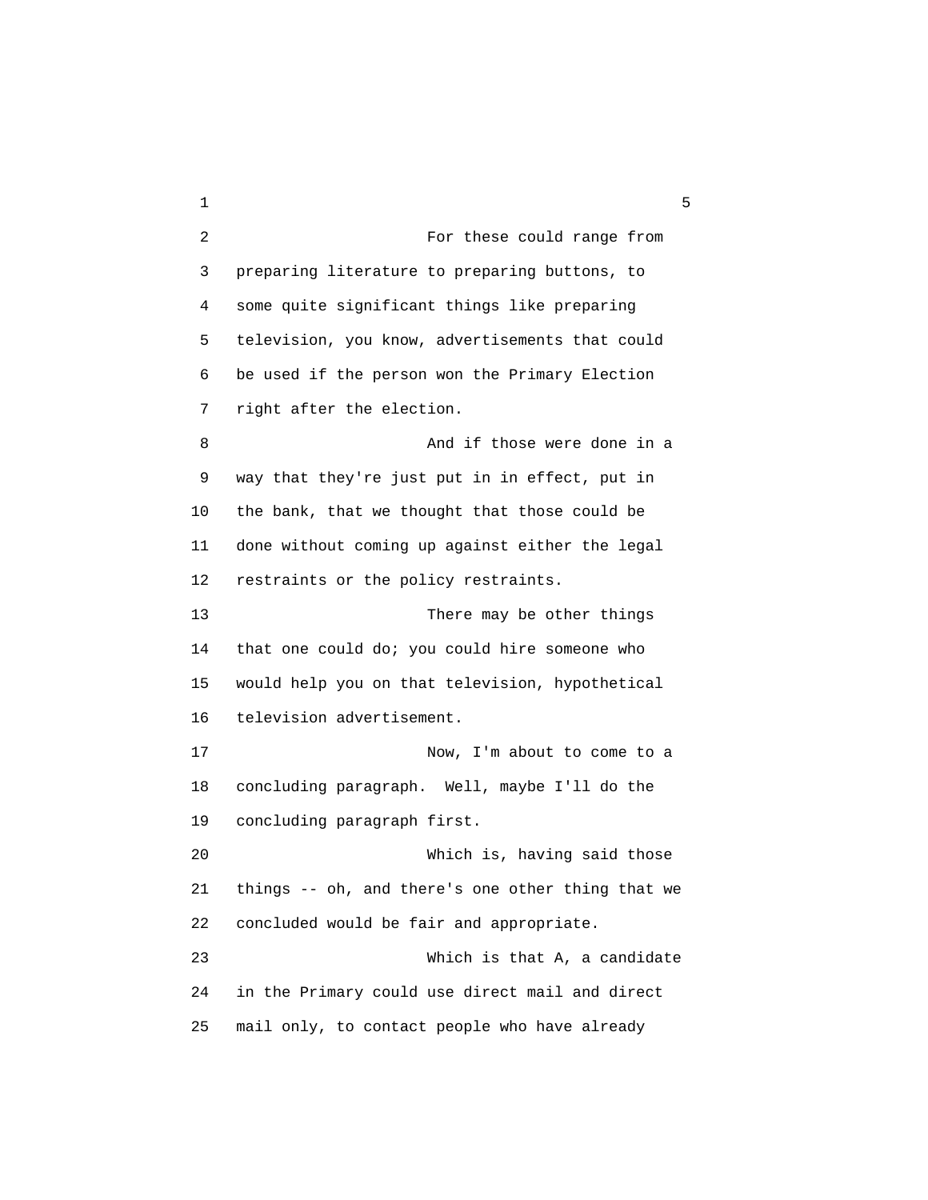For these could range from preparing literature to preparing buttons, to some quite significant things like preparing television, you know, advertisements that could be used if the person won the Primary Election right after the election.

And if those were done in a way that they're just put in in effect, put in the bank, that we thought that those could be done without coming up against either the legal restraints or the policy restraints.

There may be other things that one could do; you could hire someone who would help you on that television, hypothetical television advertisement.

Now, I'm about to come to a concluding paragraph. Well, maybe I'll do the concluding paragraph first.

Which is, having said those things -- oh, and there's one other thing that we concluded would be fair and appropriate.

Which is that A, a candidate in the Primary could use direct mail and direct mail only, to contact people who have already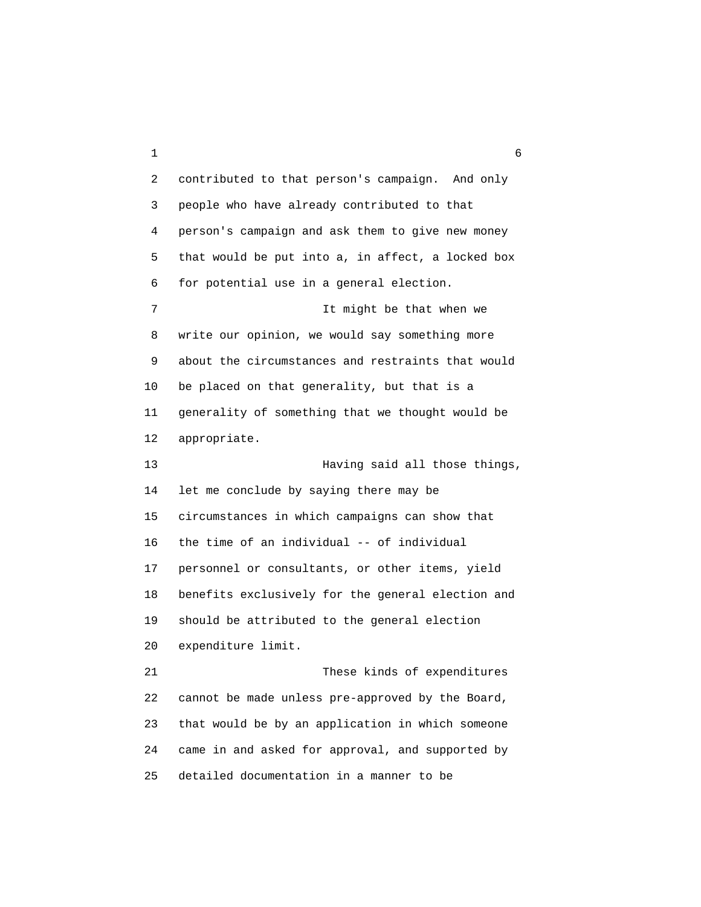contributed to that person's campaign. And only people who have already contributed to that person's campaign and ask them to give new money that would be put into a, in affect, a locked box for potential use in a general election.

It might be that when we write our opinion, we would say something more about the circumstances and restraints that would be placed on that generality, but that is a generality of something that we thought would be appropriate.

Having said all those things, let me conclude by saying there may be circumstances in which campaigns can show that the time of an individual -- of individual personnel or consultants, or other items, yield benefits exclusively for the general election and should be attributed to the general election expenditure limit.

These kinds of expenditures cannot be made unless pre-approved by the Board, that would be by an application in which someone came in and asked for approval, and supported by detailed documentation in a manner to be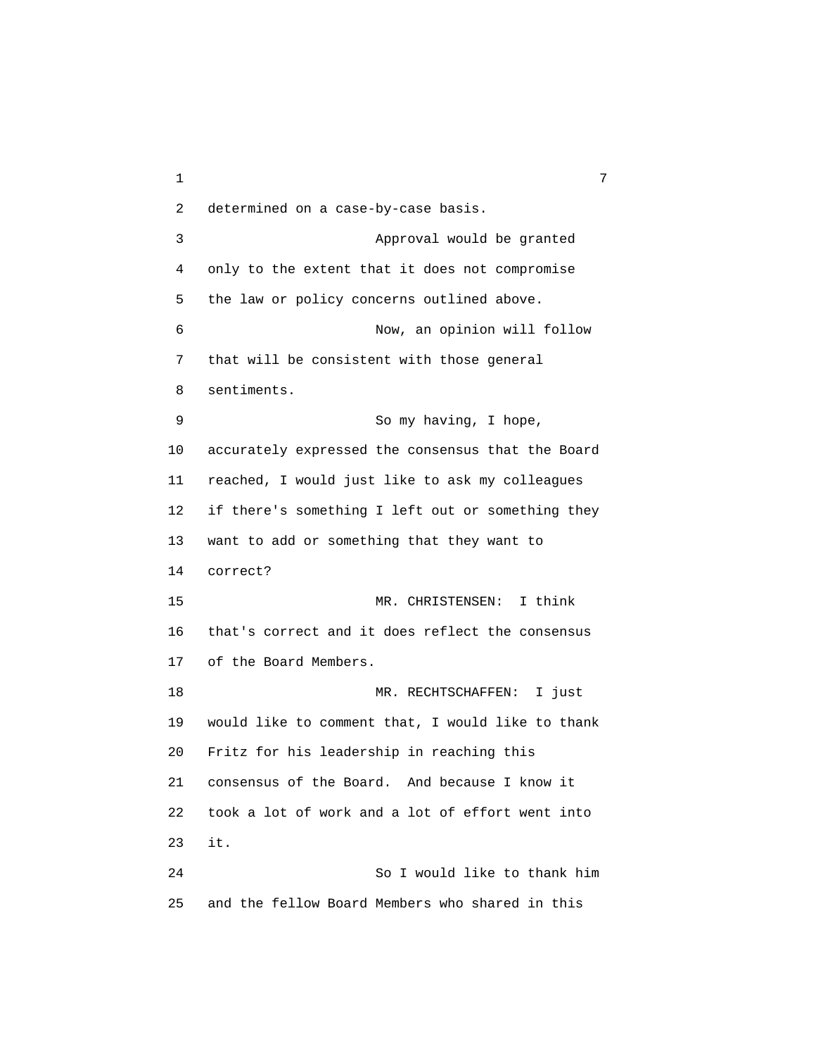determined on a case-by-case basis.

Approval would be granted only to the extent that it does not compromise the law or policy concerns outlined above.

Now, an opinion will follow that will be consistent with those general sentiments.

So my having, I hope, accurately expressed the consensus that the Board reached, I would just like to ask my colleagues if there's something I left out or something they want to add or something that they want to correct?

MR. CHRISTENSEN: I think that's correct and it does reflect the consensus of the Board Members.

MR. RECHTSCHAFFEN: I just would like to comment that, I would like to thank Fritz for his leadership in reaching this consensus of the Board. And because I know it took a lot of work and a lot of effort went into it.

So I would like to thank him and the fellow Board Members who shared in this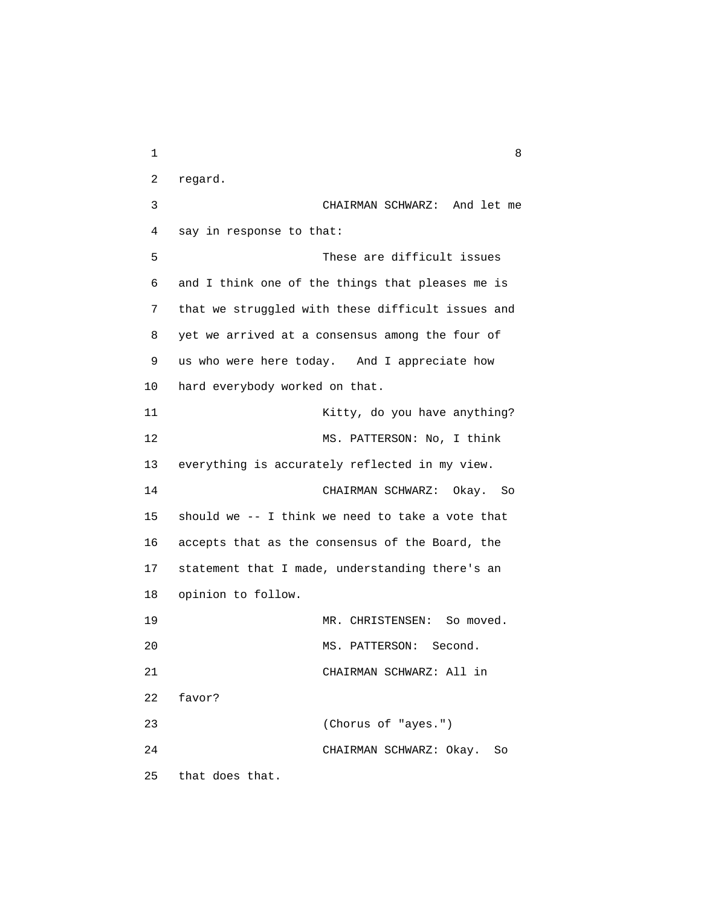regard.

CHAIRMAN SCHWARZ: And let me say in response to that:

These are difficult issues and I think one of the things that pleases me is that we struggled with these difficult issues and yet we arrived at a consensus among the four of us who were here today. And I appreciate how hard everybody worked on that.

Kitty, do you have anything?

MS. PATTERSON: No, I think everything is accurately reflected in my view.

CHAIRMAN SCHWARZ: Okay. So should we -- I think we need to take a vote that accepts that as the consensus of the Board, the statement that I made, understanding there's an opinion to follow.

MR. CHRISTENSEN: So moved.

MS. PATTERSON: Second.

CHAIRMAN SCHWARZ: All in favor?

(Chorus of "ayes.")

CHAIRMAN SCHWARZ: Okay. So that does that.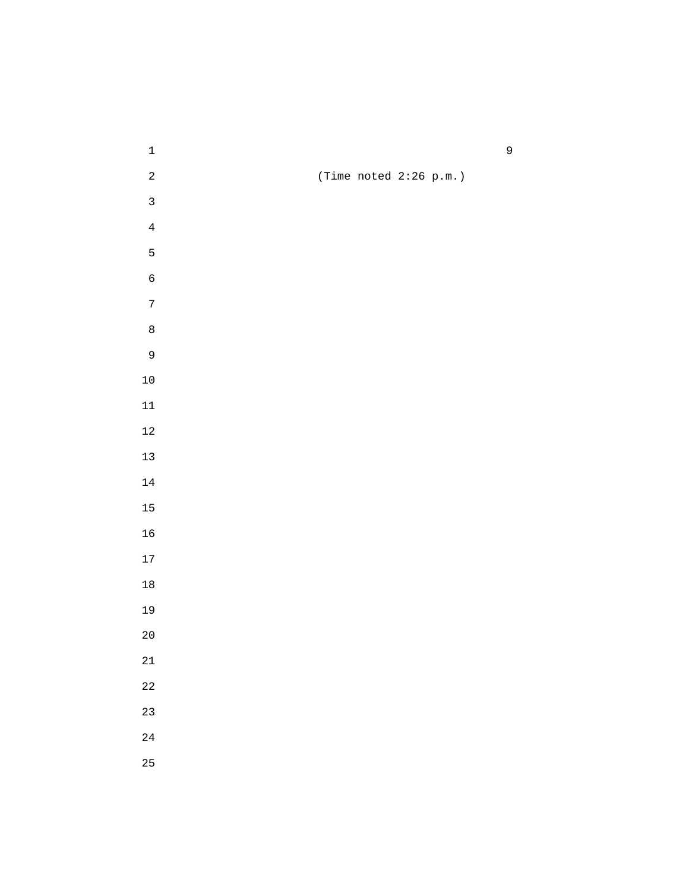(Time noted 2:26 p.m.)